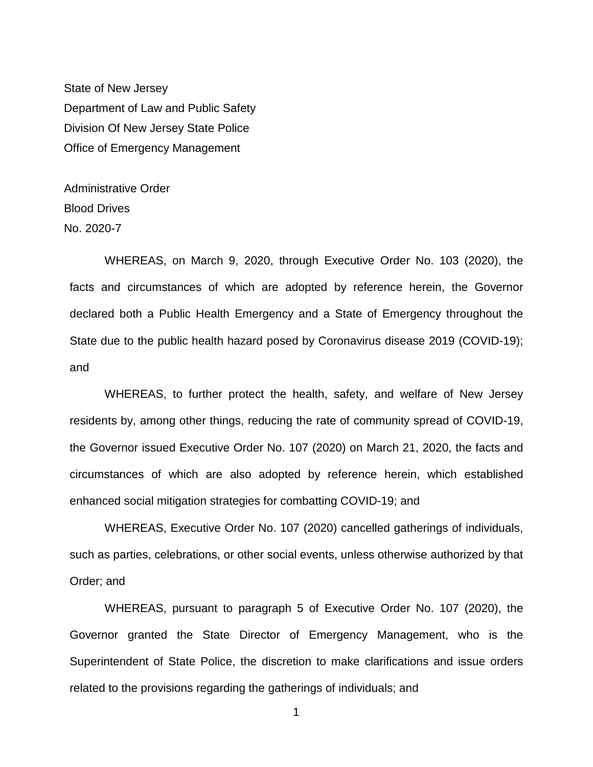State of New Jersey
Department of Law and Public Safety
Division Of New Jersey State Police
Office of Emergency Management

Administrative Order
Blood Drives
No. 2020-7

WHEREAS, on March 9, 2020, through Executive Order No. 103 (2020), the facts and circumstances of which are adopted by reference herein, the Governor declared both a Public Health Emergency and a State of Emergency throughout the State due to the public health hazard posed by Coronavirus disease 2019 (COVID-19); and

WHEREAS, to further protect the health, safety, and welfare of New Jersey residents by, among other things, reducing the rate of community spread of COVID-19, the Governor issued Executive Order No. 107 (2020) on March 21, 2020, the facts and circumstances of which are also adopted by reference herein, which established enhanced social mitigation strategies for combatting COVID-19; and

WHEREAS, Executive Order No. 107 (2020) cancelled gatherings of individuals, such as parties, celebrations, or other social events, unless otherwise authorized by that Order; and

WHEREAS, pursuant to paragraph 5 of Executive Order No. 107 (2020), the Governor granted the State Director of Emergency Management, who is the Superintendent of State Police, the discretion to make clarifications and issue orders related to the provisions regarding the gatherings of individuals; and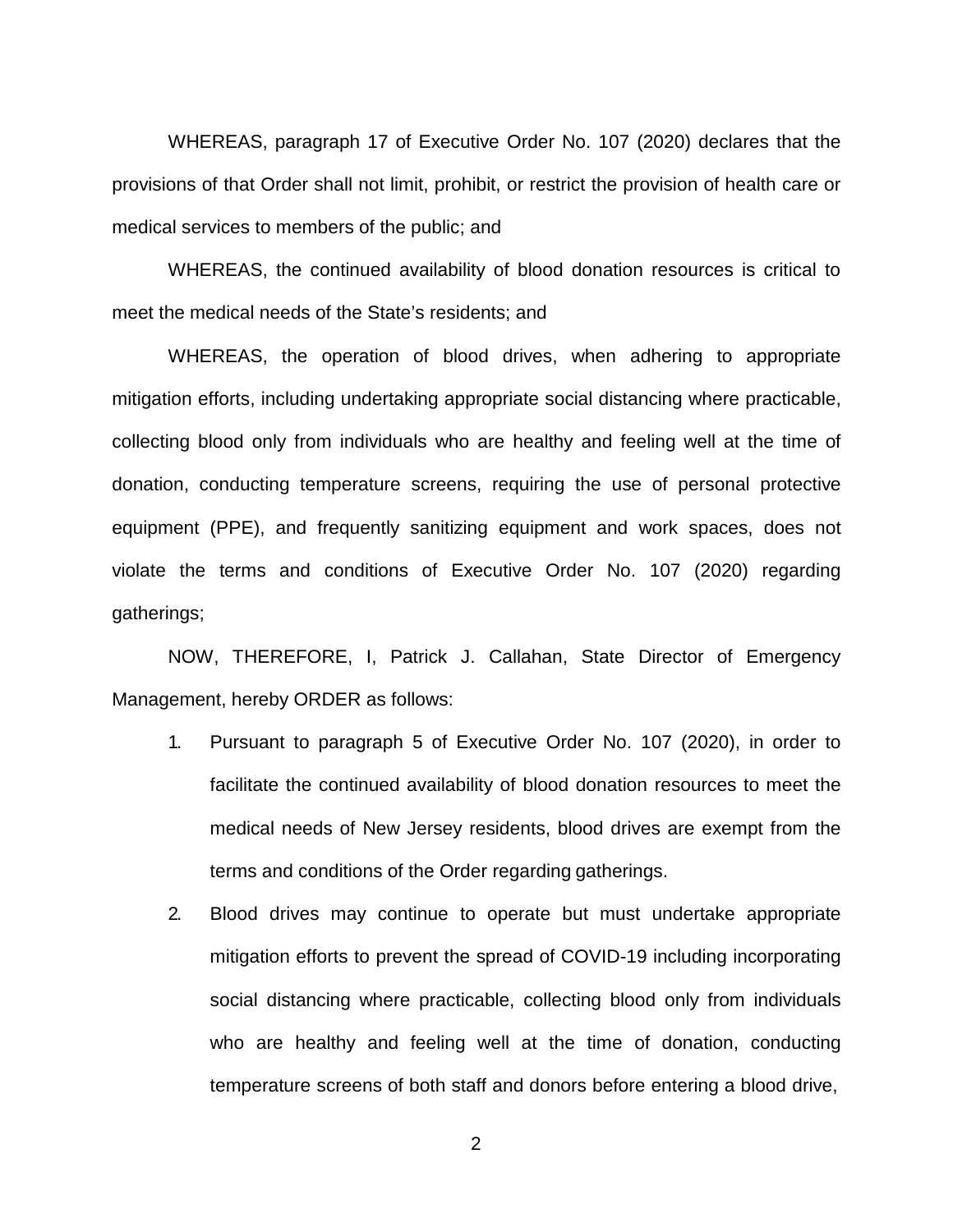WHEREAS, paragraph 17 of Executive Order No. 107 (2020) declares that the provisions of that Order shall not limit, prohibit, or restrict the provision of health care or medical services to members of the public; and

WHEREAS, the continued availability of blood donation resources is critical to meet the medical needs of the State's residents; and

WHEREAS, the operation of blood drives, when adhering to appropriate mitigation efforts, including undertaking appropriate social distancing where practicable, collecting blood only from individuals who are healthy and feeling well at the time of donation, conducting temperature screens, requiring the use of personal protective equipment (PPE), and frequently sanitizing equipment and work spaces, does not violate the terms and conditions of Executive Order No. 107 (2020) regarding gatherings;

NOW, THEREFORE, I, Patrick J. Callahan, State Director of Emergency Management, hereby ORDER as follows:

1. Pursuant to paragraph 5 of Executive Order No. 107 (2020), in order to facilitate the continued availability of blood donation resources to meet the medical needs of New Jersey residents, blood drives are exempt from the terms and conditions of the Order regarding gatherings.
2. Blood drives may continue to operate but must undertake appropriate mitigation efforts to prevent the spread of COVID-19 including incorporating social distancing where practicable, collecting blood only from individuals who are healthy and feeling well at the time of donation, conducting temperature screens of both staff and donors before entering a blood drive,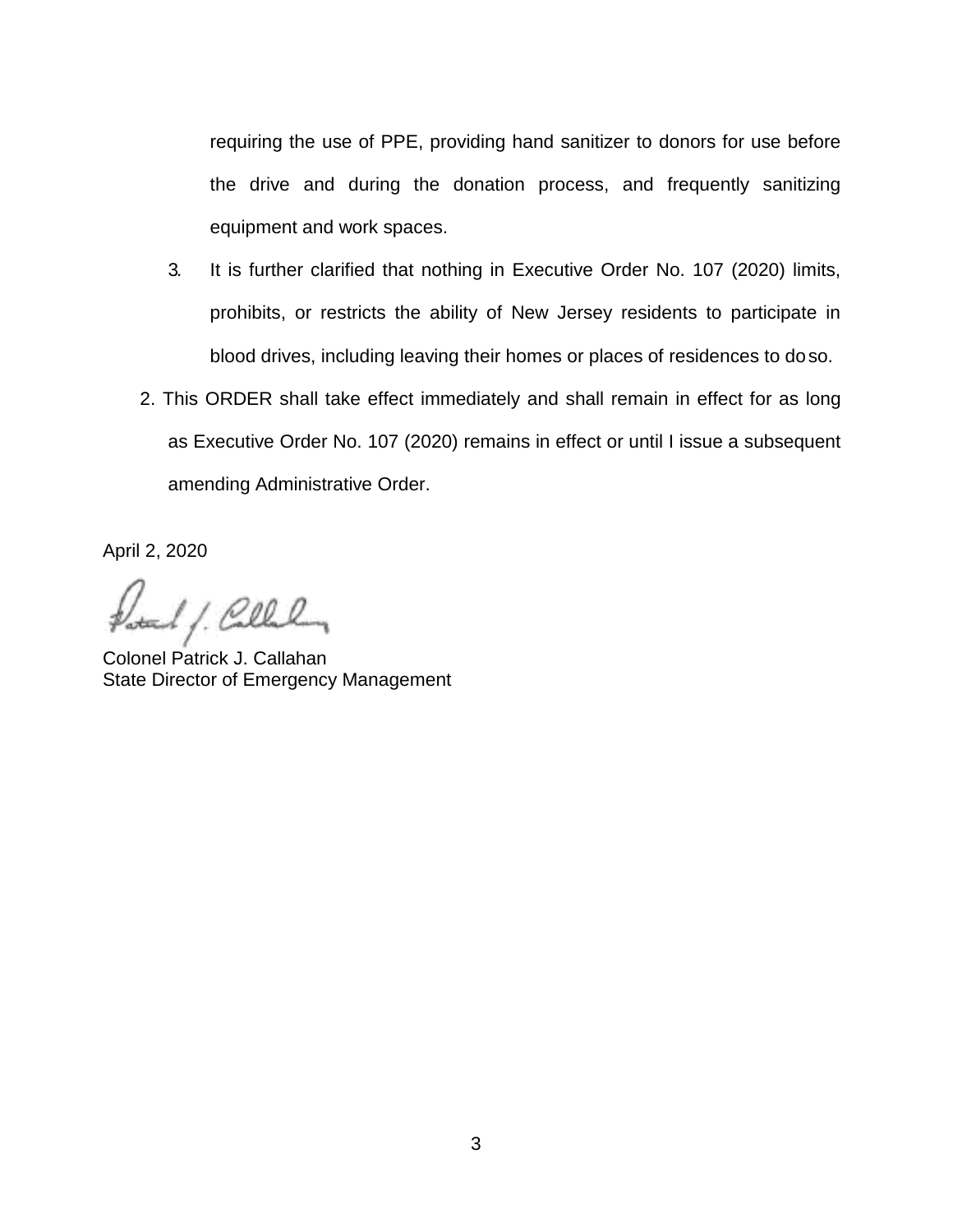requiring the use of PPE, providing hand sanitizer to donors for use before the drive and during the donation process, and frequently sanitizing equipment and work spaces.

3. It is further clarified that nothing in Executive Order No. 107 (2020) limits, prohibits, or restricts the ability of New Jersey residents to participate in blood drives, including leaving their homes or places of residences to do so.

2. This ORDER shall take effect immediately and shall remain in effect for as long as Executive Order No. 107 (2020) remains in effect or until I issue a subsequent amending Administrative Order.

April 2, 2020

Colonel Patrick J. Callahan
State Director of Emergency Management